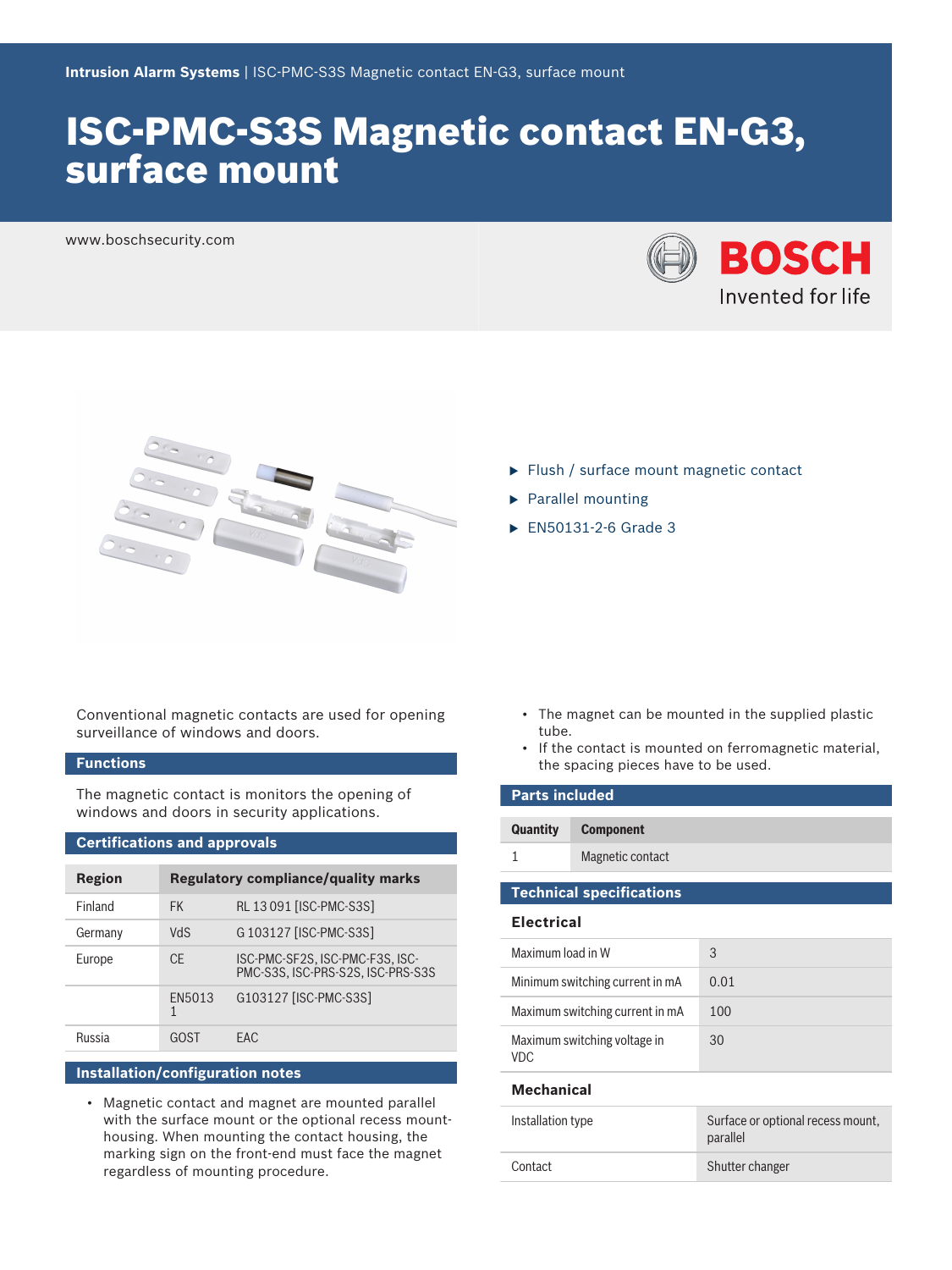**Intrusion Alarm Systems** | ISC-PMC-S3S Magnetic contact EN-G3, surface mount

# ISC-PMC-S3S Magnetic contact EN-G3, surface mount

www.boschsecurity.com

- Flush / surface mount magnetic contact
- Parallel mounting
- EN50131-2-6 Grade 3

Conventional magnetic contacts are used for opening surveillance of windows and doors.

## Functions

The magnetic contact is monitors the opening of windows and doors in security applications.

## Certifications and approvals

| Region | Regulatory compliance/quality marks | |
|---|---|---|
| Finland | FK | RL 13 091 [ISC-PMC-S3S] |
| Germany | VdS | G 103127 [ISC-PMC-S3S] |
| Europe | CE | ISC-PMC-SF2S, ISC-PMC-F3S, ISC-PMC-S3S, ISC-PRS-S2S, ISC-PRS-S3S |
| | EN50131 | G103127 [ISC-PMC-S3S] |
| Russia | GOST | EAC |

## Installation/configuration notes

- Magnetic contact and magnet are mounted parallel with the surface mount or the optional recess mount-housing. When mounting the contact housing, the marking sign on the front-end must face the magnet regardless of mounting procedure.
- The magnet can be mounted in the supplied plastic tube.
- If the contact is mounted on ferromagnetic material, the spacing pieces have to be used.

## Parts included

| Quantity | Component |
|---|---|
| 1 | Magnetic contact |

## Technical specifications

### Electrical

| | |
|---|---|
| Maximum load in W | 3 |
| Minimum switching current in mA | 0.01 |
| Maximum switching current in mA | 100 |
| Maximum switching voltage in VDC | 30 |

### Mechanical

| | |
|---|---|
| Installation type | Surface or optional recess mount, parallel |
| Contact | Shutter changer |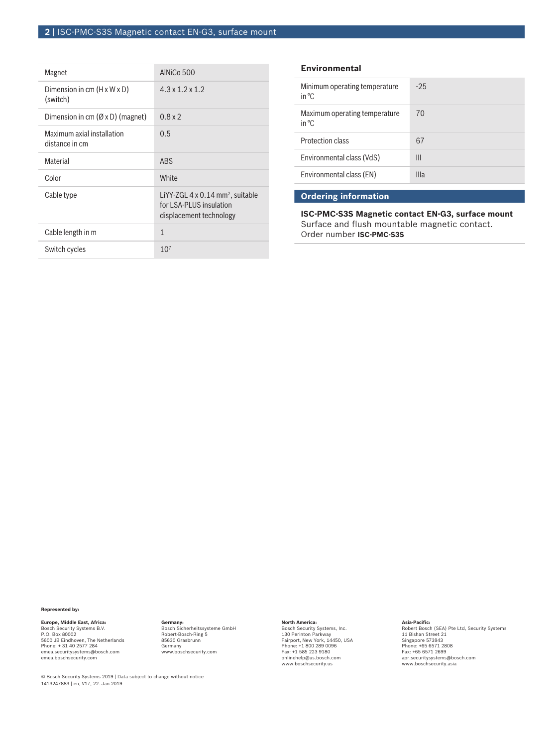| | |
|---|---|
| Magnet | AlNiCo 500 |
| Dimension in cm (H x W x D) (switch) | 4.3 x 1.2 x 1.2 |
| Dimension in cm (Ø x D) (magnet) | 0.8 x 2 |
| Maximum axial installation distance in cm | 0.5 |
| Material | ABS |
| Color | White |
| Cable type | LiYY-ZGL 4 x 0.14 $mm^2$, suitable for LSA-PLUS insulation displacement technology |
| Cable length in m | 1 |
| Switch cycles | $10^7$ |

## Environmental

| | |
|---|---|
| Minimum operating temperature in °C | -25 |
| Maximum operating temperature in °C | 70 |
| Protection class | 67 |
| Environmental class (VdS) | III |
| Environmental class (EN) | IIIa |

## Ordering information

**ISC-PMC-S3S Magnetic contact EN-G3, surface mount**
Surface and flush mountable magnetic contact.
Order number **ISC-PMC-S3S**

**Represented by:**

**Europe, Middle East, Africa:**
Bosch Security Systems B.V.
P.O. Box 80002
5600 JB Eindhoven, The Netherlands
Phone: + 31 40 2577 284
emea.securitysystems@bosch.com
emea.boschsecurity.com

**Germany:**
Bosch Sicherheitssysteme GmbH
Robert-Bosch-Ring 5
85630 Grasbrunn
Germany
www.boschsecurity.com

**North America:**
Bosch Security Systems, Inc.
130 Perinton Parkway
Fairport, New York, 14450, USA
Phone: +1 800 289 0096
Fax: +1 585 223 9180
onlinehelp@us.bosch.com
www.boschsecurity.us

**Asia-Pacific:**
Robert Bosch (SEA) Pte Ltd, Security Systems
11 Bishan Street 21
Singapore 573943
Phone: +65 6571 2808
Fax: +65 6571 2699
apr.securitysystems@bosch.com
www.boschsecurity.asia

© Bosch Security Systems 2019 | Data subject to change without notice
1413247883 | en, V17, 22. Jan 2019